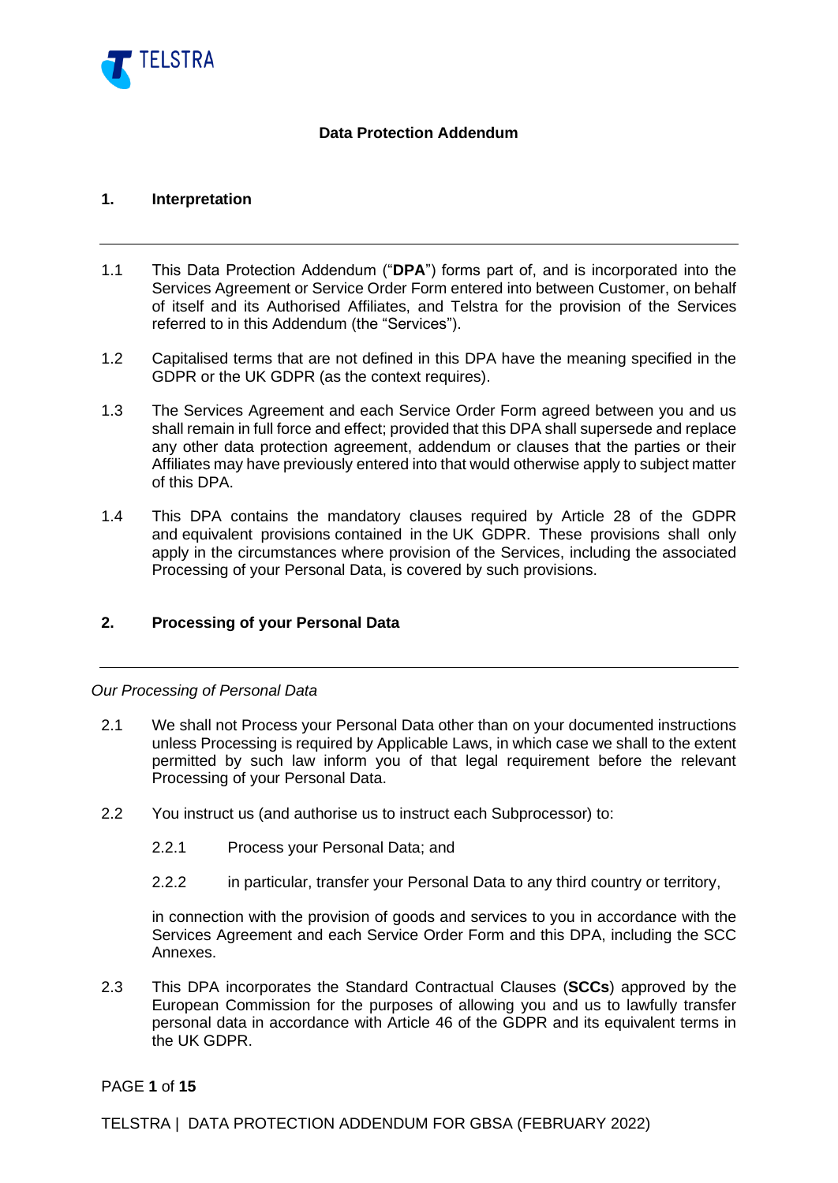# Data Protection Addendum

## 1. Interpretation

1.1 This Data Protection Addendum ("**DPA**") forms part of, and is incorporated into the Services Agreement or Service Order Form entered into between Customer, on behalf of itself and its Authorised Affiliates, and Telstra for the provision of the Services referred to in this Addendum (the "Services").

1.2 Capitalised terms that are not defined in this DPA have the meaning specified in the GDPR or the UK GDPR (as the context requires).

1.3 The Services Agreement and each Service Order Form agreed between you and us shall remain in full force and effect; provided that this DPA shall supersede and replace any other data protection agreement, addendum or clauses that the parties or their Affiliates may have previously entered into that would otherwise apply to subject matter of this DPA.

1.4 This DPA contains the mandatory clauses required by Article 28 of the GDPR and equivalent provisions contained in the UK GDPR. These provisions shall only apply in the circumstances where provision of the Services, including the associated Processing of your Personal Data, is covered by such provisions.

## 2. Processing of your Personal Data

*Our Processing of Personal Data*

2.1 We shall not Process your Personal Data other than on your documented instructions unless Processing is required by Applicable Laws, in which case we shall to the extent permitted by such law inform you of that legal requirement before the relevant Processing of your Personal Data.

2.2 You instruct us (and authorise us to instruct each Subprocessor) to:

2.2.1 Process your Personal Data; and

2.2.2 in particular, transfer your Personal Data to any third country or territory,

in connection with the provision of goods and services to you in accordance with the Services Agreement and each Service Order Form and this DPA, including the SCC Annexes.

2.3 This DPA incorporates the Standard Contractual Clauses (**SCCs**) approved by the European Commission for the purposes of allowing you and us to lawfully transfer personal data in accordance with Article 46 of the GDPR and its equivalent terms in the UK GDPR.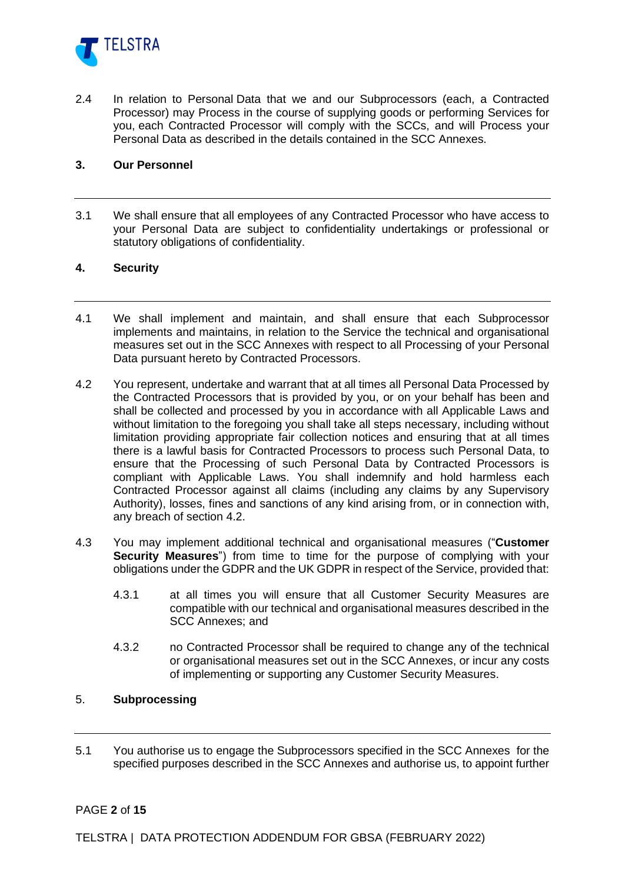2.4 In relation to Personal Data that we and our Subprocessors (each, a Contracted Processor) may Process in the course of supplying goods or performing Services for you, each Contracted Processor will comply with the SCCs, and will Process your Personal Data as described in the details contained in the SCC Annexes.

## 3. Our Personnel

3.1 We shall ensure that all employees of any Contracted Processor who have access to your Personal Data are subject to confidentiality undertakings or professional or statutory obligations of confidentiality.

## 4. Security

4.1 We shall implement and maintain, and shall ensure that each Subprocessor implements and maintains, in relation to the Service the technical and organisational measures set out in the SCC Annexes with respect to all Processing of your Personal Data pursuant hereto by Contracted Processors.

4.2 You represent, undertake and warrant that at all times all Personal Data Processed by the Contracted Processors that is provided by you, or on your behalf has been and shall be collected and processed by you in accordance with all Applicable Laws and without limitation to the foregoing you shall take all steps necessary, including without limitation providing appropriate fair collection notices and ensuring that at all times there is a lawful basis for Contracted Processors to process such Personal Data, to ensure that the Processing of such Personal Data by Contracted Processors is compliant with Applicable Laws. You shall indemnify and hold harmless each Contracted Processor against all claims (including any claims by any Supervisory Authority), losses, fines and sanctions of any kind arising from, or in connection with, any breach of section 4.2.

4.3 You may implement additional technical and organisational measures ("**Customer Security Measures**") from time to time for the purpose of complying with your obligations under the GDPR and the UK GDPR in respect of the Service, provided that:

4.3.1 at all times you will ensure that all Customer Security Measures are compatible with our technical and organisational measures described in the SCC Annexes; and

4.3.2 no Contracted Processor shall be required to change any of the technical or organisational measures set out in the SCC Annexes, or incur any costs of implementing or supporting any Customer Security Measures.

## 5. Subprocessing

5.1 You authorise us to engage the Subprocessors specified in the SCC Annexes for the specified purposes described in the SCC Annexes and authorise us, to appoint further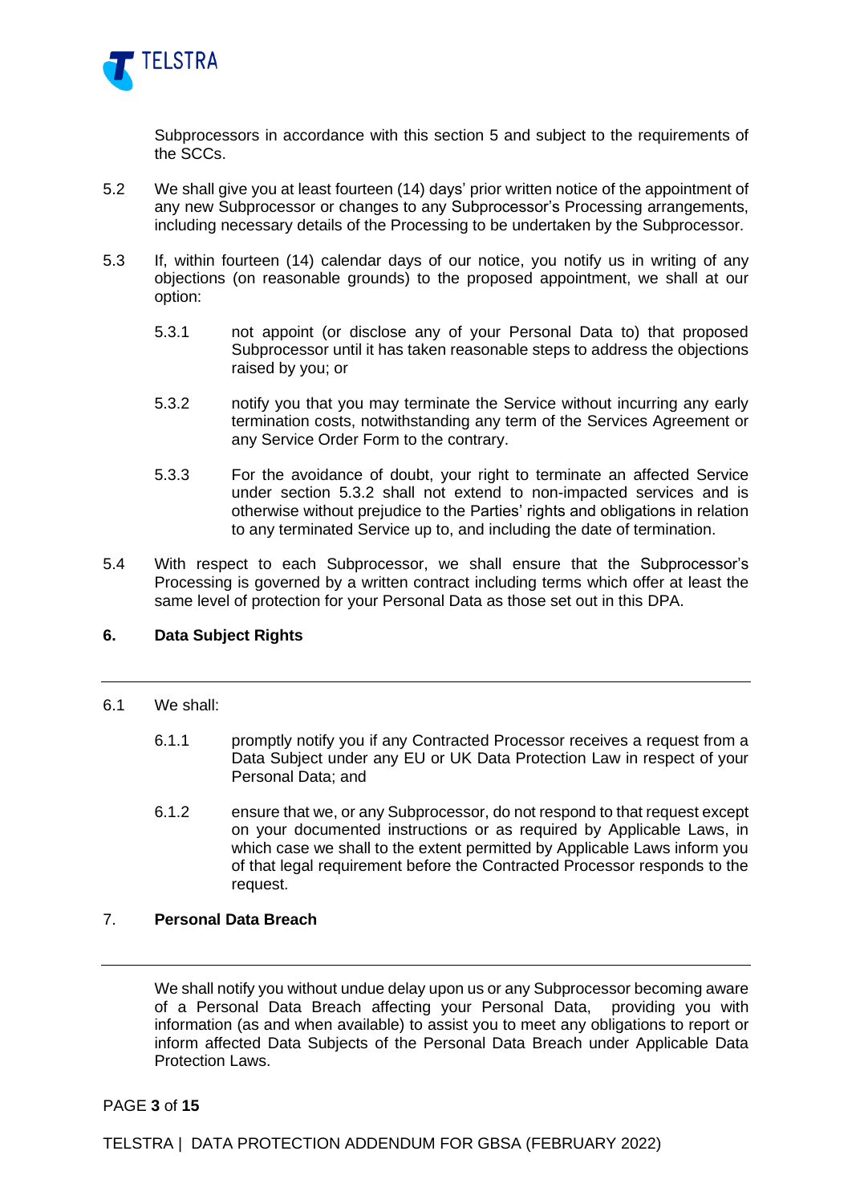Subprocessors in accordance with this section 5 and subject to the requirements of the SCCs.

5.2 We shall give you at least fourteen (14) days' prior written notice of the appointment of any new Subprocessor or changes to any Subprocessor's Processing arrangements, including necessary details of the Processing to be undertaken by the Subprocessor.

5.3 If, within fourteen (14) calendar days of our notice, you notify us in writing of any objections (on reasonable grounds) to the proposed appointment, we shall at our option:

5.3.1 not appoint (or disclose any of your Personal Data to) that proposed Subprocessor until it has taken reasonable steps to address the objections raised by you; or

5.3.2 notify you that you may terminate the Service without incurring any early termination costs, notwithstanding any term of the Services Agreement or any Service Order Form to the contrary.

5.3.3 For the avoidance of doubt, your right to terminate an affected Service under section 5.3.2 shall not extend to non-impacted services and is otherwise without prejudice to the Parties' rights and obligations in relation to any terminated Service up to, and including the date of termination.

5.4 With respect to each Subprocessor, we shall ensure that the Subprocessor's Processing is governed by a written contract including terms which offer at least the same level of protection for your Personal Data as those set out in this DPA.

## 6. Data Subject Rights

---

6.1 We shall:

6.1.1 promptly notify you if any Contracted Processor receives a request from a Data Subject under any EU or UK Data Protection Law in respect of your Personal Data; and

6.1.2 ensure that we, or any Subprocessor, do not respond to that request except on your documented instructions or as required by Applicable Laws, in which case we shall to the extent permitted by Applicable Laws inform you of that legal requirement before the Contracted Processor responds to the request.

## 7. Personal Data Breach

---

We shall notify you without undue delay upon us or any Subprocessor becoming aware of a Personal Data Breach affecting your Personal Data, providing you with information (as and when available) to assist you to meet any obligations to report or inform affected Data Subjects of the Personal Data Breach under Applicable Data Protection Laws.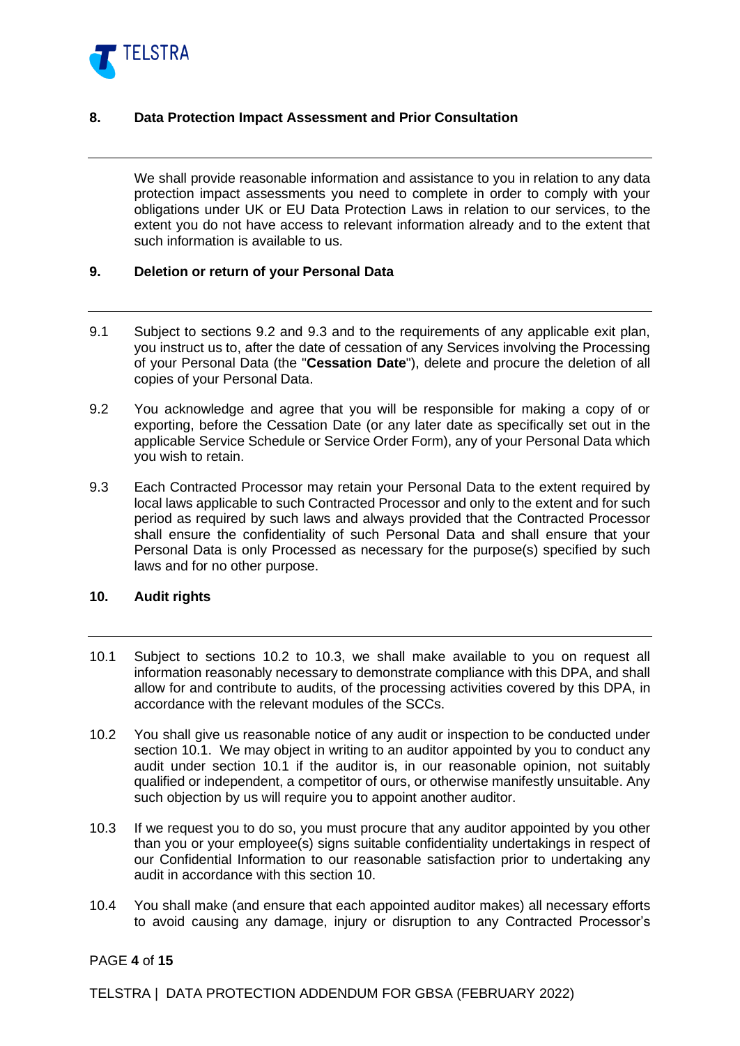## 8. Data Protection Impact Assessment and Prior Consultation

We shall provide reasonable information and assistance to you in relation to any data protection impact assessments you need to complete in order to comply with your obligations under UK or EU Data Protection Laws in relation to our services, to the extent you do not have access to relevant information already and to the extent that such information is available to us.

## 9. Deletion or return of your Personal Data

9.1 Subject to sections 9.2 and 9.3 and to the requirements of any applicable exit plan, you instruct us to, after the date of cessation of any Services involving the Processing of your Personal Data (the "**Cessation Date**"), delete and procure the deletion of all copies of your Personal Data.

9.2 You acknowledge and agree that you will be responsible for making a copy of or exporting, before the Cessation Date (or any later date as specifically set out in the applicable Service Schedule or Service Order Form), any of your Personal Data which you wish to retain.

9.3 Each Contracted Processor may retain your Personal Data to the extent required by local laws applicable to such Contracted Processor and only to the extent and for such period as required by such laws and always provided that the Contracted Processor shall ensure the confidentiality of such Personal Data and shall ensure that your Personal Data is only Processed as necessary for the purpose(s) specified by such laws and for no other purpose.

## 10. Audit rights

10.1 Subject to sections 10.2 to 10.3, we shall make available to you on request all information reasonably necessary to demonstrate compliance with this DPA, and shall allow for and contribute to audits, of the processing activities covered by this DPA, in accordance with the relevant modules of the SCCs.

10.2 You shall give us reasonable notice of any audit or inspection to be conducted under section 10.1. We may object in writing to an auditor appointed by you to conduct any audit under section 10.1 if the auditor is, in our reasonable opinion, not suitably qualified or independent, a competitor of ours, or otherwise manifestly unsuitable. Any such objection by us will require you to appoint another auditor.

10.3 If we request you to do so, you must procure that any auditor appointed by you other than you or your employee(s) signs suitable confidentiality undertakings in respect of our Confidential Information to our reasonable satisfaction prior to undertaking any audit in accordance with this section 10.

10.4 You shall make (and ensure that each appointed auditor makes) all necessary efforts to avoid causing any damage, injury or disruption to any Contracted Processor's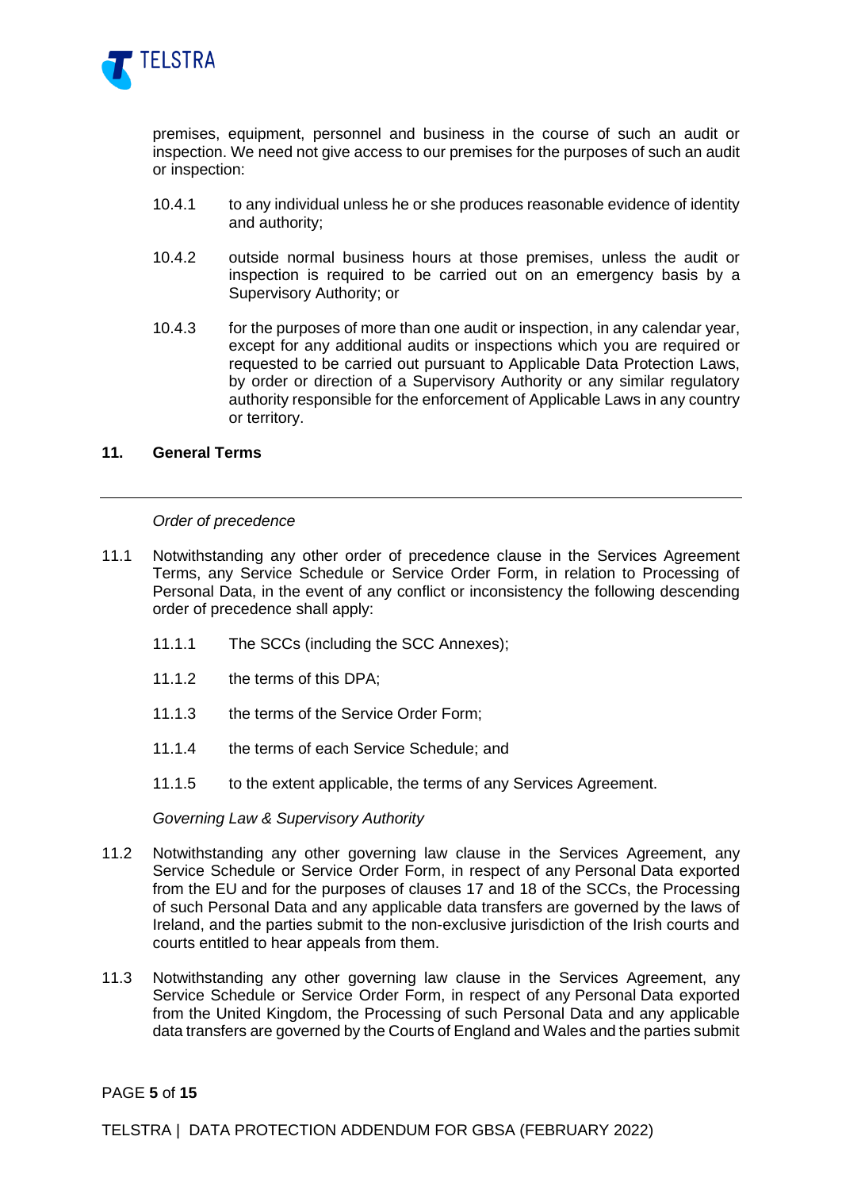premises, equipment, personnel and business in the course of such an audit or inspection. We need not give access to our premises for the purposes of such an audit or inspection:

10.4.1 to any individual unless he or she produces reasonable evidence of identity and authority;

10.4.2 outside normal business hours at those premises, unless the audit or inspection is required to be carried out on an emergency basis by a Supervisory Authority; or

10.4.3 for the purposes of more than one audit or inspection, in any calendar year, except for any additional audits or inspections which you are required or requested to be carried out pursuant to Applicable Data Protection Laws, by order or direction of a Supervisory Authority or any similar regulatory authority responsible for the enforcement of Applicable Laws in any country or territory.

## 11. General Terms

---

*Order of precedence*

11.1 Notwithstanding any other order of precedence clause in the Services Agreement Terms, any Service Schedule or Service Order Form, in relation to Processing of Personal Data, in the event of any conflict or inconsistency the following descending order of precedence shall apply:

11.1.1 The SCCs (including the SCC Annexes);

11.1.2 the terms of this DPA;

11.1.3 the terms of the Service Order Form;

11.1.4 the terms of each Service Schedule; and

11.1.5 to the extent applicable, the terms of any Services Agreement.

*Governing Law & Supervisory Authority*

11.2 Notwithstanding any other governing law clause in the Services Agreement, any Service Schedule or Service Order Form, in respect of any Personal Data exported from the EU and for the purposes of clauses 17 and 18 of the SCCs, the Processing of such Personal Data and any applicable data transfers are governed by the laws of Ireland, and the parties submit to the non-exclusive jurisdiction of the Irish courts and courts entitled to hear appeals from them.

11.3 Notwithstanding any other governing law clause in the Services Agreement, any Service Schedule or Service Order Form, in respect of any Personal Data exported from the United Kingdom, the Processing of such Personal Data and any applicable data transfers are governed by the Courts of England and Wales and the parties submit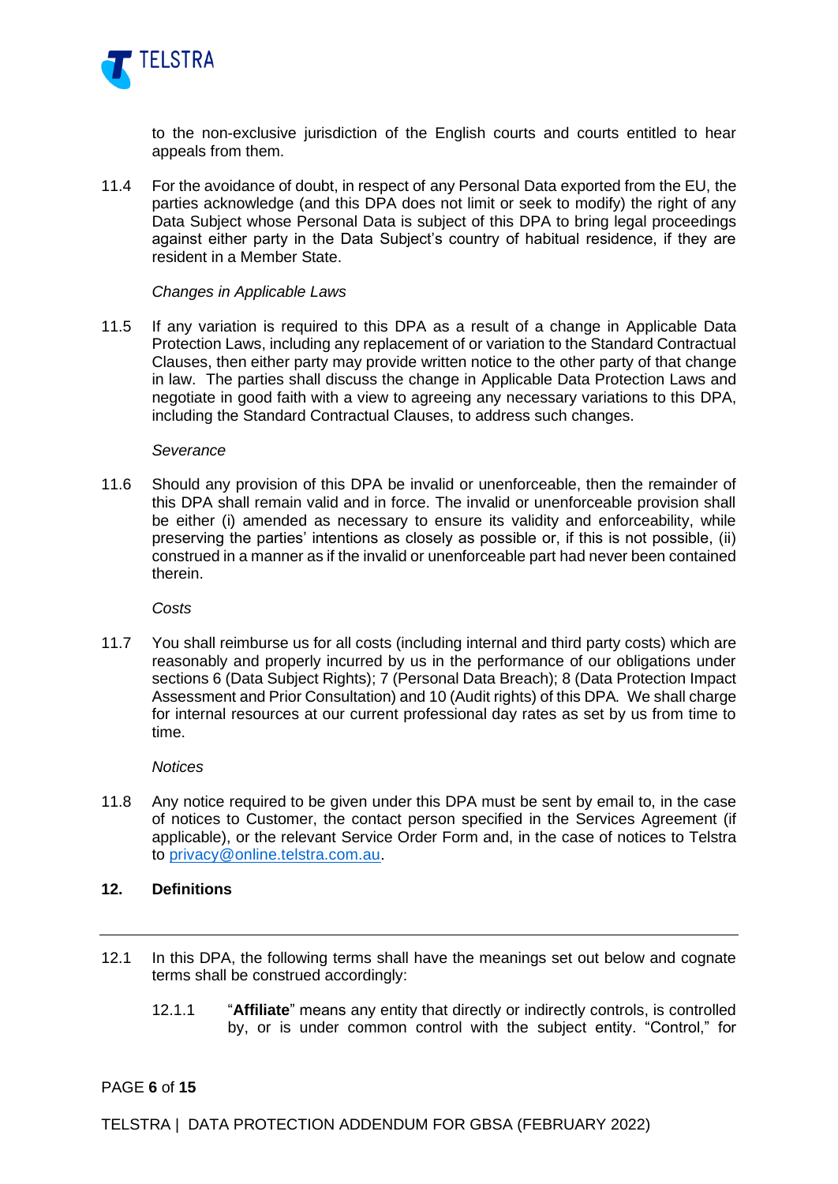to the non-exclusive jurisdiction of the English courts and courts entitled to hear appeals from them.

11.4 For the avoidance of doubt, in respect of any Personal Data exported from the EU, the parties acknowledge (and this DPA does not limit or seek to modify) the right of any Data Subject whose Personal Data is subject of this DPA to bring legal proceedings against either party in the Data Subject's country of habitual residence, if they are resident in a Member State.

*Changes in Applicable Laws*

11.5 If any variation is required to this DPA as a result of a change in Applicable Data Protection Laws, including any replacement of or variation to the Standard Contractual Clauses, then either party may provide written notice to the other party of that change in law. The parties shall discuss the change in Applicable Data Protection Laws and negotiate in good faith with a view to agreeing any necessary variations to this DPA, including the Standard Contractual Clauses, to address such changes.

*Severance*

11.6 Should any provision of this DPA be invalid or unenforceable, then the remainder of this DPA shall remain valid and in force. The invalid or unenforceable provision shall be either (i) amended as necessary to ensure its validity and enforceability, while preserving the parties' intentions as closely as possible or, if this is not possible, (ii) construed in a manner as if the invalid or unenforceable part had never been contained therein.

*Costs*

11.7 You shall reimburse us for all costs (including internal and third party costs) which are reasonably and properly incurred by us in the performance of our obligations under sections 6 (Data Subject Rights); 7 (Personal Data Breach); 8 (Data Protection Impact Assessment and Prior Consultation) and 10 (Audit rights) of this DPA. We shall charge for internal resources at our current professional day rates as set by us from time to time.

*Notices*

11.8 Any notice required to be given under this DPA must be sent by email to, in the case of notices to Customer, the contact person specified in the Services Agreement (if applicable), or the relevant Service Order Form and, in the case of notices to Telstra to privacy@online.telstra.com.au.

## 12. Definitions

12.1 In this DPA, the following terms shall have the meanings set out below and cognate terms shall be construed accordingly:

12.1.1 "**Affiliate**" means any entity that directly or indirectly controls, is controlled by, or is under common control with the subject entity. "Control," for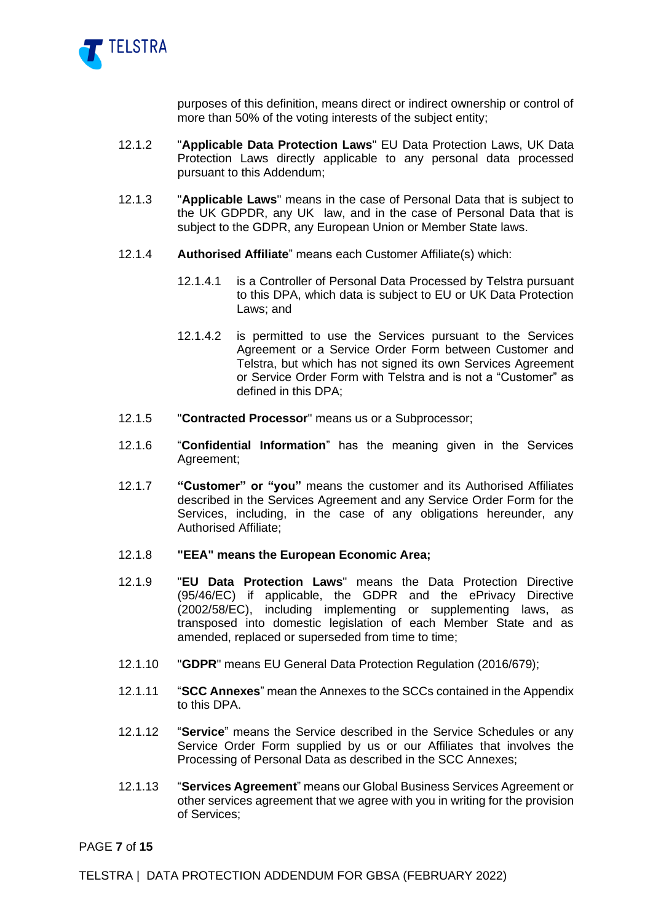purposes of this definition, means direct or indirect ownership or control of more than 50% of the voting interests of the subject entity;

12.1.2 "**Applicable Data Protection Laws**" EU Data Protection Laws, UK Data Protection Laws directly applicable to any personal data processed pursuant to this Addendum;

12.1.3 "**Applicable Laws**" means in the case of Personal Data that is subject to the UK GDPDR, any UK law, and in the case of Personal Data that is subject to the GDPR, any European Union or Member State laws.

12.1.4 **Authorised Affiliate**" means each Customer Affiliate(s) which:

12.1.4.1 is a Controller of Personal Data Processed by Telstra pursuant to this DPA, which data is subject to EU or UK Data Protection Laws; and

12.1.4.2 is permitted to use the Services pursuant to the Services Agreement or a Service Order Form between Customer and Telstra, but which has not signed its own Services Agreement or Service Order Form with Telstra and is not a "Customer" as defined in this DPA;

12.1.5 "**Contracted Processor**" means us or a Subprocessor;

12.1.6 "**Confidential Information**" has the meaning given in the Services Agreement;

12.1.7 **"Customer" or "you"** means the customer and its Authorised Affiliates described in the Services Agreement and any Service Order Form for the Services, including, in the case of any obligations hereunder, any Authorised Affiliate;

12.1.8 **"EEA" means the European Economic Area;**

12.1.9 "**EU Data Protection Laws**" means the Data Protection Directive (95/46/EC) if applicable, the GDPR and the ePrivacy Directive (2002/58/EC), including implementing or supplementing laws, as transposed into domestic legislation of each Member State and as amended, replaced or superseded from time to time;

12.1.10 "**GDPR**" means EU General Data Protection Regulation (2016/679);

12.1.11 "**SCC Annexes**" mean the Annexes to the SCCs contained in the Appendix to this DPA.

12.1.12 "**Service**" means the Service described in the Service Schedules or any Service Order Form supplied by us or our Affiliates that involves the Processing of Personal Data as described in the SCC Annexes;

12.1.13 "**Services Agreement**" means our Global Business Services Agreement or other services agreement that we agree with you in writing for the provision of Services;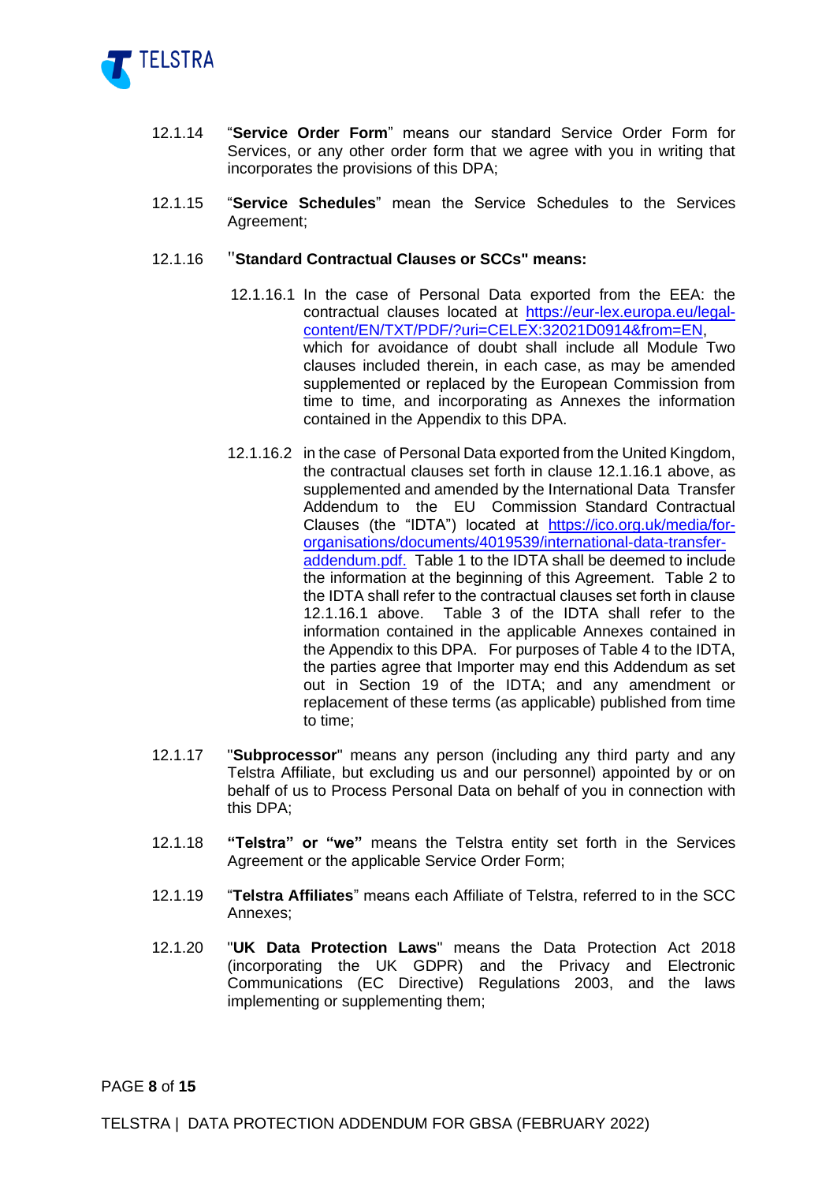12.1.14 "**Service Order Form**" means our standard Service Order Form for Services, or any other order form that we agree with you in writing that incorporates the provisions of this DPA;

12.1.15 "**Service Schedules**" mean the Service Schedules to the Services Agreement;

12.1.16 "**Standard Contractual Clauses or SCCs" means:**

12.1.16.1 In the case of Personal Data exported from the EEA: the contractual clauses located at [https://eur-lex.europa.eu/legal-content/EN/TXT/PDF/?uri=CELEX:32021D0914&from=EN](https://eur-lex.europa.eu/legal-content/EN/TXT/PDF/?uri=CELEX:32021D0914&from=EN), which for avoidance of doubt shall include all Module Two clauses included therein, in each case, as may be amended supplemented or replaced by the European Commission from time to time, and incorporating as Annexes the information contained in the Appendix to this DPA.

12.1.16.2 in the case of Personal Data exported from the United Kingdom, the contractual clauses set forth in clause 12.1.16.1 above, as supplemented and amended by the International Data Transfer Addendum to the EU Commission Standard Contractual Clauses (the "IDTA") located at [https://ico.org.uk/media/for-organisations/documents/4019539/international-data-transfer-addendum.pdf](https://ico.org.uk/media/for-organisations/documents/4019539/international-data-transfer-addendum.pdf). Table 1 to the IDTA shall be deemed to include the information at the beginning of this Agreement. Table 2 to the IDTA shall refer to the contractual clauses set forth in clause 12.1.16.1 above. Table 3 of the IDTA shall refer to the information contained in the applicable Annexes contained in the Appendix to this DPA. For purposes of Table 4 to the IDTA, the parties agree that Importer may end this Addendum as set out in Section 19 of the IDTA; and any amendment or replacement of these terms (as applicable) published from time to time;

12.1.17 "**Subprocessor**" means any person (including any third party and any Telstra Affiliate, but excluding us and our personnel) appointed by or on behalf of us to Process Personal Data on behalf of you in connection with this DPA;

12.1.18 **"Telstra" or "we"** means the Telstra entity set forth in the Services Agreement or the applicable Service Order Form;

12.1.19 "**Telstra Affiliates**" means each Affiliate of Telstra, referred to in the SCC Annexes;

12.1.20 "**UK Data Protection Laws**" means the Data Protection Act 2018 (incorporating the UK GDPR) and the Privacy and Electronic Communications (EC Directive) Regulations 2003, and the laws implementing or supplementing them;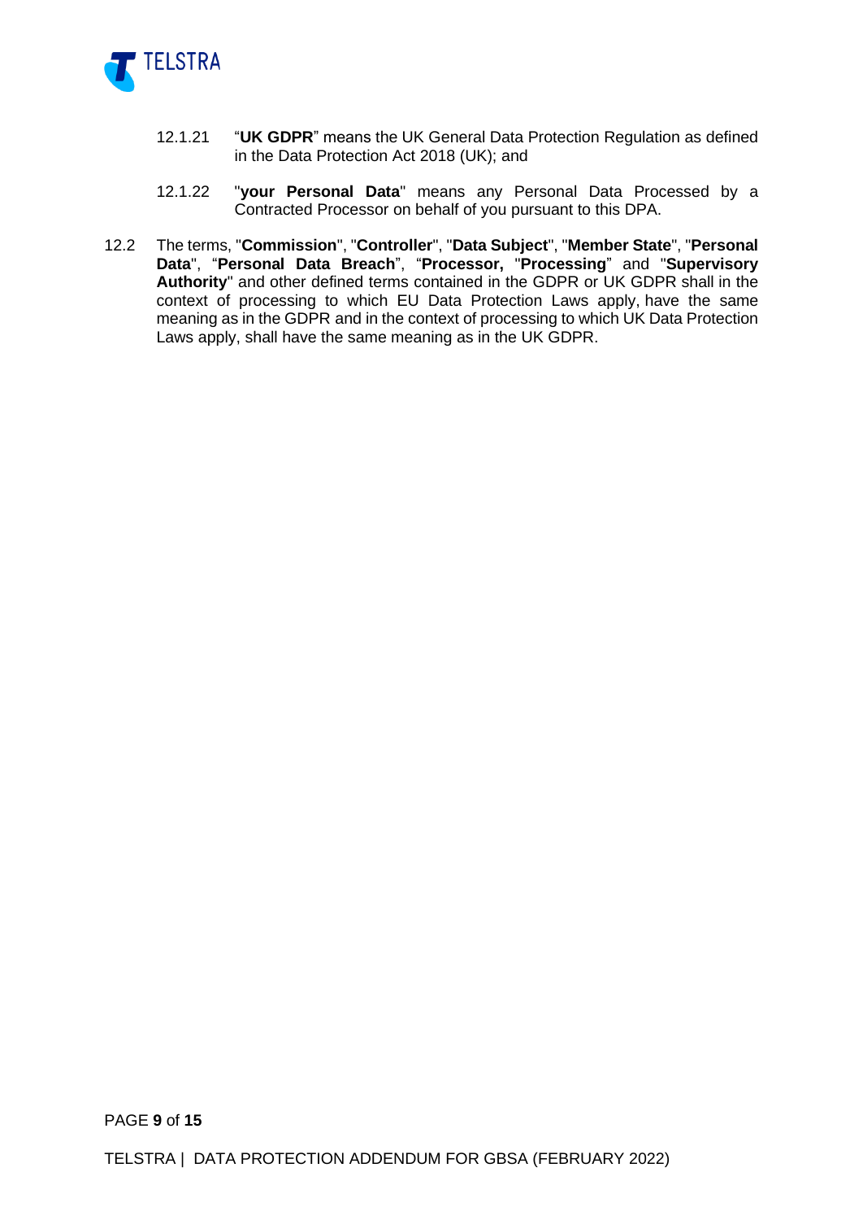12.1.21 "**UK GDPR**" means the UK General Data Protection Regulation as defined in the Data Protection Act 2018 (UK); and

12.1.22 "**your Personal Data**" means any Personal Data Processed by a Contracted Processor on behalf of you pursuant to this DPA.

12.2 The terms, "**Commission**", "**Controller**", "**Data Subject**", "**Member State**", "**Personal Data**", "**Personal Data Breach**", "**Processor,** "**Processing**" and "**Supervisory Authority**" and other defined terms contained in the GDPR or UK GDPR shall in the context of processing to which EU Data Protection Laws apply, have the same meaning as in the GDPR and in the context of processing to which UK Data Protection Laws apply, shall have the same meaning as in the UK GDPR.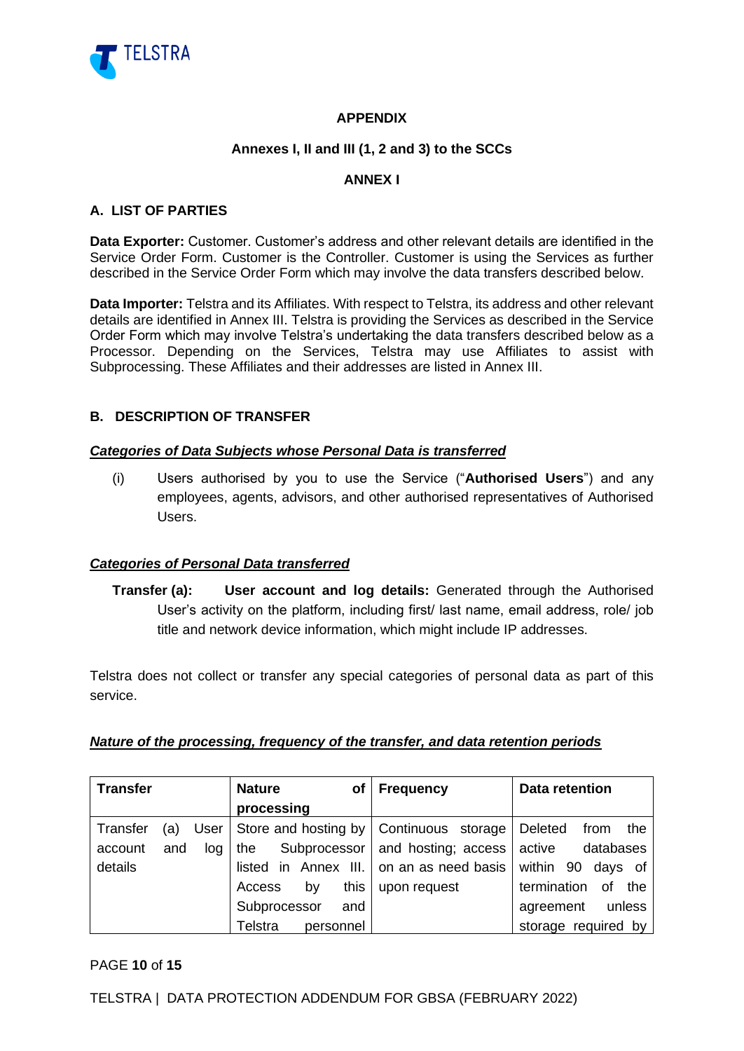**APPENDIX**

**Annexes I, II and III (1, 2 and 3) to the SCCs**

**ANNEX I**

## A. LIST OF PARTIES

**Data Exporter:** Customer. Customer's address and other relevant details are identified in the Service Order Form. Customer is the Controller. Customer is using the Services as further described in the Service Order Form which may involve the data transfers described below.

**Data Importer:** Telstra and its Affiliates. With respect to Telstra, its address and other relevant details are identified in Annex III. Telstra is providing the Services as described in the Service Order Form which may involve Telstra's undertaking the data transfers described below as a Processor. Depending on the Services, Telstra may use Affiliates to assist with Subprocessing. These Affiliates and their addresses are listed in Annex III.

## B. DESCRIPTION OF TRANSFER

***Categories of Data Subjects whose Personal Data is transferred***

(i) Users authorised by you to use the Service ("**Authorised Users**") and any employees, agents, advisors, and other authorised representatives of Authorised Users.

***Categories of Personal Data transferred***

**Transfer (a):** **User account and log details:** Generated through the Authorised User's activity on the platform, including first/ last name, email address, role/ job title and network device information, which might include IP addresses.

Telstra does not collect or transfer any special categories of personal data as part of this service.

***Nature of the processing, frequency of the transfer, and data retention periods***

| Transfer | Nature of processing | Frequency | Data retention |
|---|---|---|---|
| Transfer (a) User account and log details | Store and hosting by the Subprocessor listed in Annex III. Access by this Subprocessor and Telstra personnel | Continuous storage and hosting; access on an as need basis upon request | Deleted from the active databases within 90 days of termination of the agreement unless storage required by |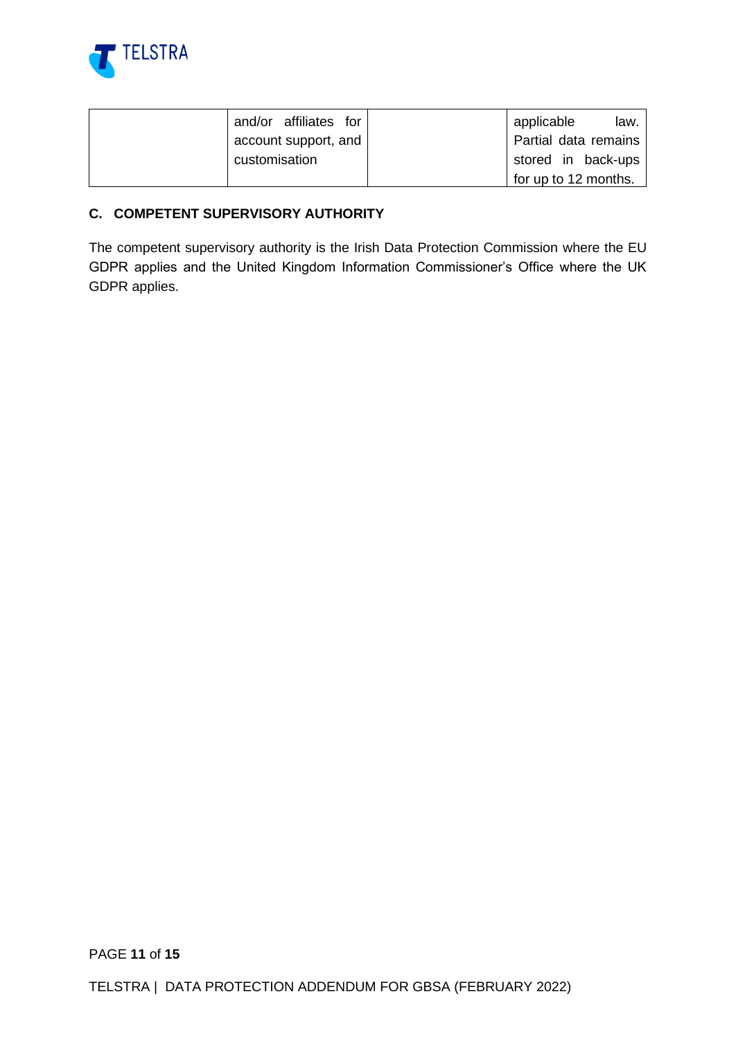|  | and/or affiliates for account support, and customisation |  | applicable law. Partial data remains stored in back-ups for up to 12 months. |
|---|---|---|---|

## C. COMPETENT SUPERVISORY AUTHORITY

The competent supervisory authority is the Irish Data Protection Commission where the EU GDPR applies and the United Kingdom Information Commissioner's Office where the UK GDPR applies.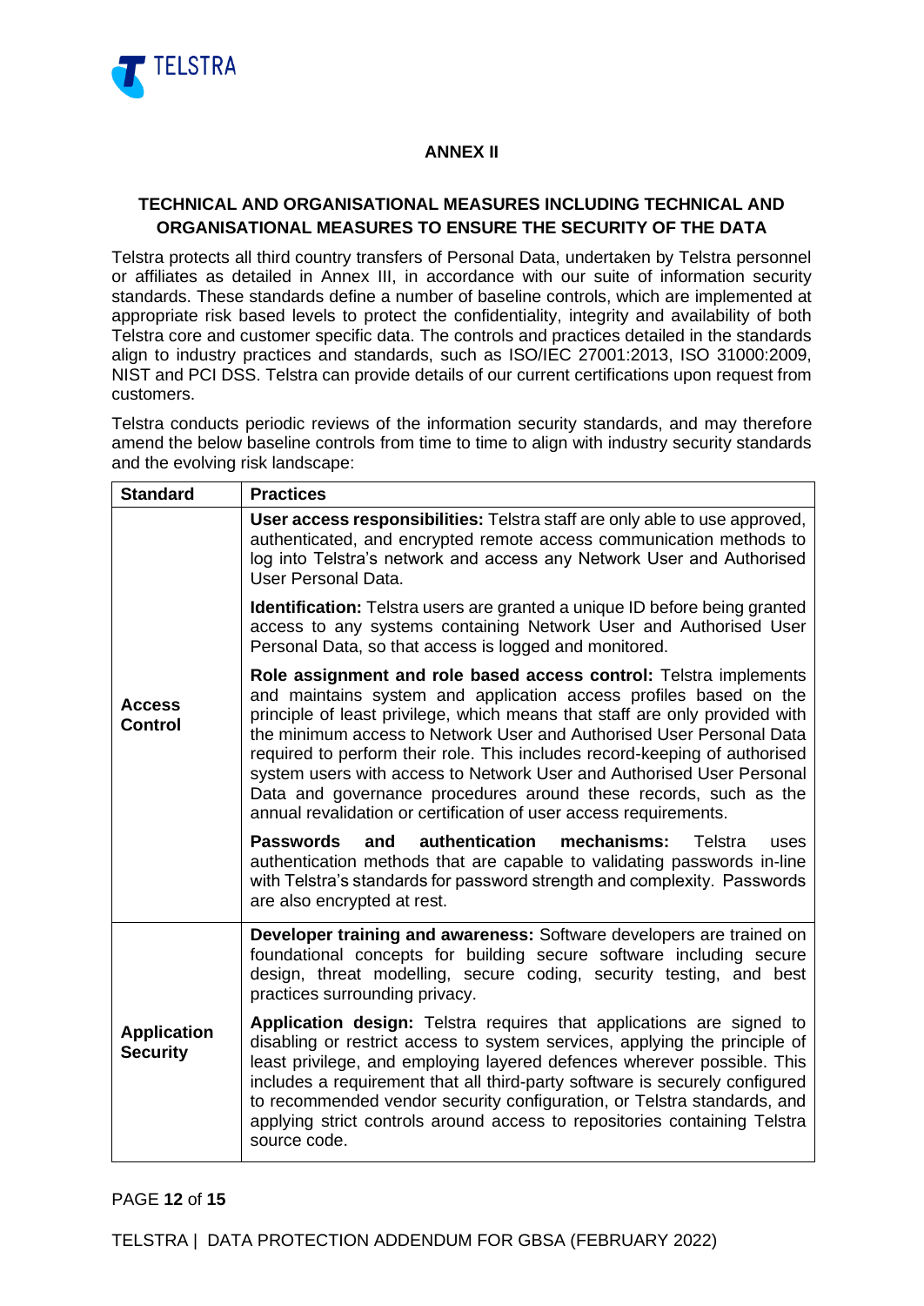# ANNEX II

## TECHNICAL AND ORGANISATIONAL MEASURES INCLUDING TECHNICAL AND ORGANISATIONAL MEASURES TO ENSURE THE SECURITY OF THE DATA

Telstra protects all third country transfers of Personal Data, undertaken by Telstra personnel or affiliates as detailed in Annex III, in accordance with our suite of information security standards. These standards define a number of baseline controls, which are implemented at appropriate risk based levels to protect the confidentiality, integrity and availability of both Telstra core and customer specific data. The controls and practices detailed in the standards align to industry practices and standards, such as ISO/IEC 27001:2013, ISO 31000:2009, NIST and PCI DSS. Telstra can provide details of our current certifications upon request from customers.

Telstra conducts periodic reviews of the information security standards, and may therefore amend the below baseline controls from time to time to align with industry security standards and the evolving risk landscape:

| Standard | Practices |
|---|---|
| **Access Control** | **User access responsibilities:** Telstra staff are only able to use approved, authenticated, and encrypted remote access communication methods to log into Telstra's network and access any Network User and Authorised User Personal Data. |
| | **Identification:** Telstra users are granted a unique ID before being granted access to any systems containing Network User and Authorised User Personal Data, so that access is logged and monitored. |
| | **Role assignment and role based access control:** Telstra implements and maintains system and application access profiles based on the principle of least privilege, which means that staff are only provided with the minimum access to Network User and Authorised User Personal Data required to perform their role. This includes record-keeping of authorised system users with access to Network User and Authorised User Personal Data and governance procedures around these records, such as the annual revalidation or certification of user access requirements. |
| | **Passwords and authentication mechanisms:** Telstra uses authentication methods that are capable to validating passwords in-line with Telstra's standards for password strength and complexity. Passwords are also encrypted at rest. |
| **Application Security** | **Developer training and awareness:** Software developers are trained on foundational concepts for building secure software including secure design, threat modelling, secure coding, security testing, and best practices surrounding privacy. |
| | **Application design:** Telstra requires that applications are signed to disabling or restrict access to system services, applying the principle of least privilege, and employing layered defences wherever possible. This includes a requirement that all third-party software is securely configured to recommended vendor security configuration, or Telstra standards, and applying strict controls around access to repositories containing Telstra source code. |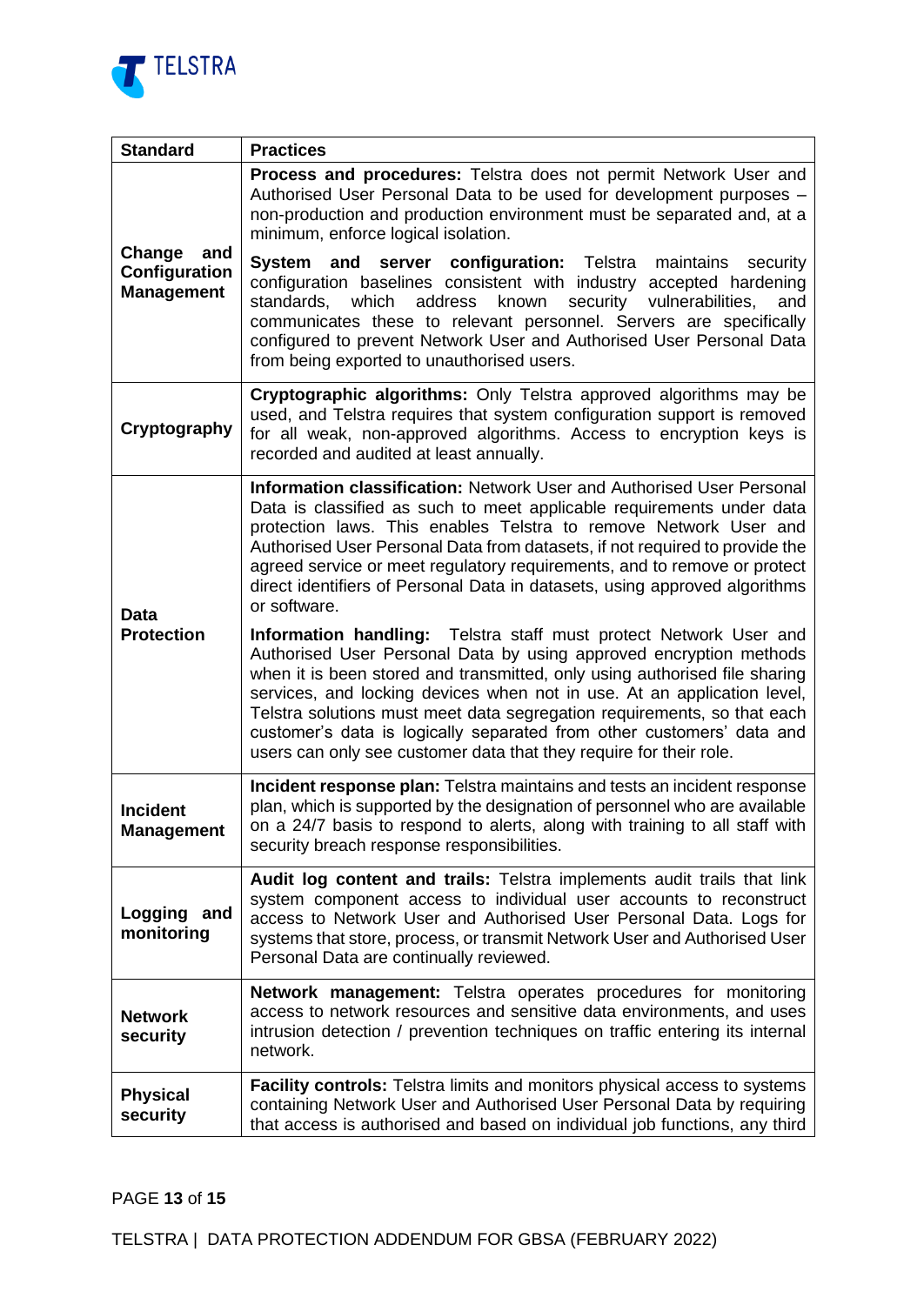| Standard | Practices |
|---|---|
| **Change and Configuration Management** | **Process and procedures:** Telstra does not permit Network User and Authorised User Personal Data to be used for development purposes – non-production and production environment must be separated and, at a minimum, enforce logical isolation.<br><br>**System and server configuration:** Telstra maintains security configuration baselines consistent with industry accepted hardening standards, which address known security vulnerabilities, and communicates these to relevant personnel. Servers are specifically configured to prevent Network User and Authorised User Personal Data from being exported to unauthorised users. |
| **Cryptography** | **Cryptographic algorithms:** Only Telstra approved algorithms may be used, and Telstra requires that system configuration support is removed for all weak, non-approved algorithms. Access to encryption keys is recorded and audited at least annually. |
| **Data Protection** | **Information classification:** Network User and Authorised User Personal Data is classified as such to meet applicable requirements under data protection laws. This enables Telstra to remove Network User and Authorised User Personal Data from datasets, if not required to provide the agreed service or meet regulatory requirements, and to remove or protect direct identifiers of Personal Data in datasets, using approved algorithms or software.<br><br>**Information handling:** Telstra staff must protect Network User and Authorised User Personal Data by using approved encryption methods when it is been stored and transmitted, only using authorised file sharing services, and locking devices when not in use. At an application level, Telstra solutions must meet data segregation requirements, so that each customer's data is logically separated from other customers' data and users can only see customer data that they require for their role. |
| **Incident Management** | **Incident response plan:** Telstra maintains and tests an incident response plan, which is supported by the designation of personnel who are available on a 24/7 basis to respond to alerts, along with training to all staff with security breach response responsibilities. |
| **Logging and monitoring** | **Audit log content and trails:** Telstra implements audit trails that link system component access to individual user accounts to reconstruct access to Network User and Authorised User Personal Data. Logs for systems that store, process, or transmit Network User and Authorised User Personal Data are continually reviewed. |
| **Network security** | **Network management:** Telstra operates procedures for monitoring access to network resources and sensitive data environments, and uses intrusion detection / prevention techniques on traffic entering its internal network. |
| **Physical security** | **Facility controls:** Telstra limits and monitors physical access to systems containing Network User and Authorised User Personal Data by requiring that access is authorised and based on individual job functions, any third |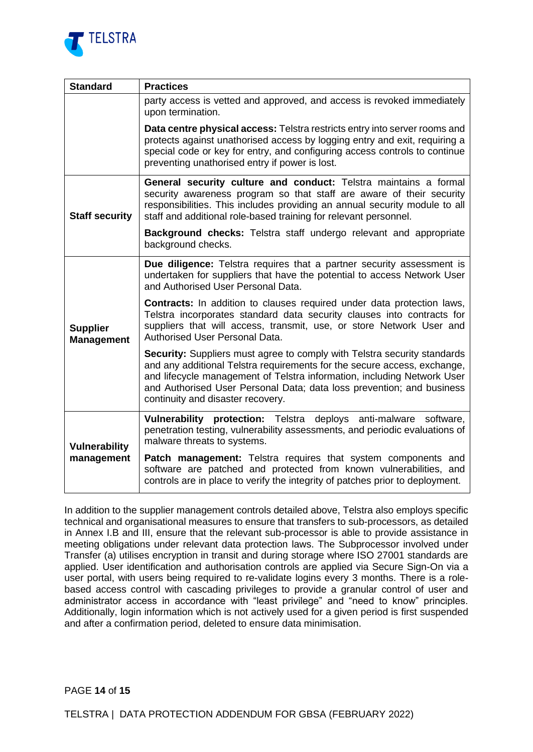| Standard | Practices |
| --- | --- |
| | party access is vetted and approved, and access is revoked immediately upon termination.<br><br>**Data centre physical access:** Telstra restricts entry into server rooms and protects against unathorised access by logging entry and exit, requiring a special code or key for entry, and configuring access controls to continue preventing unathorised entry if power is lost. |
| **Staff security** | **General security culture and conduct:** Telstra maintains a formal security awareness program so that staff are aware of their security responsibilities. This includes providing an annual security module to all staff and additional role-based training for relevant personnel.<br><br>**Background checks:** Telstra staff undergo relevant and appropriate background checks. |
| **Supplier Management** | **Due diligence:** Telstra requires that a partner security assessment is undertaken for suppliers that have the potential to access Network User and Authorised User Personal Data.<br><br>**Contracts:** In addition to clauses required under data protection laws, Telstra incorporates standard data security clauses into contracts for suppliers that will access, transmit, use, or store Network User and Authorised User Personal Data.<br><br>**Security:** Suppliers must agree to comply with Telstra security standards and any additional Telstra requirements for the secure access, exchange, and lifecycle management of Telstra information, including Network User and Authorised User Personal Data; data loss prevention; and business continuity and disaster recovery. |
| **Vulnerability management** | **Vulnerability protection:** Telstra deploys anti-malware software, penetration testing, vulnerability assessments, and periodic evaluations of malware threats to systems.<br><br>**Patch management:** Telstra requires that system components and software are patched and protected from known vulnerabilities, and controls are in place to verify the integrity of patches prior to deployment. |

In addition to the supplier management controls detailed above, Telstra also employs specific technical and organisational measures to ensure that transfers to sub-processors, as detailed in Annex I.B and III, ensure that the relevant sub-processor is able to provide assistance in meeting obligations under relevant data protection laws. The Subprocessor involved under Transfer (a) utilises encryption in transit and during storage where ISO 27001 standards are applied. User identification and authorisation controls are applied via Secure Sign-On via a user portal, with users being required to re-validate logins every 3 months. There is a role-based access control with cascading privileges to provide a granular control of user and administrator access in accordance with "least privilege" and "need to know" principles. Additionally, login information which is not actively used for a given period is first suspended and after a confirmation period, deleted to ensure data minimisation.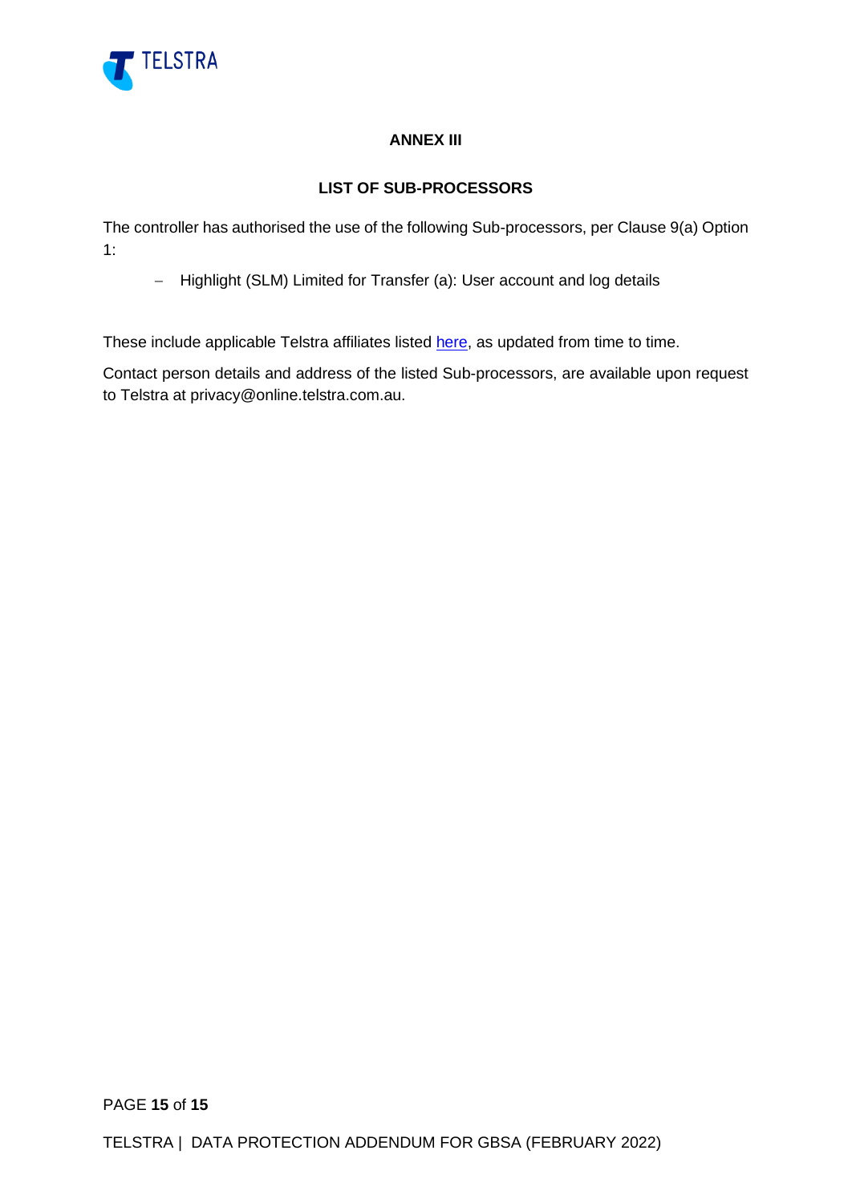# ANNEX III

## LIST OF SUB-PROCESSORS

The controller has authorised the use of the following Sub-processors, per Clause 9(a) Option 1:

- Highlight (SLM) Limited for Transfer (a): User account and log details

These include applicable Telstra affiliates listed here, as updated from time to time.

Contact person details and address of the listed Sub-processors, are available upon request to Telstra at privacy@online.telstra.com.au.